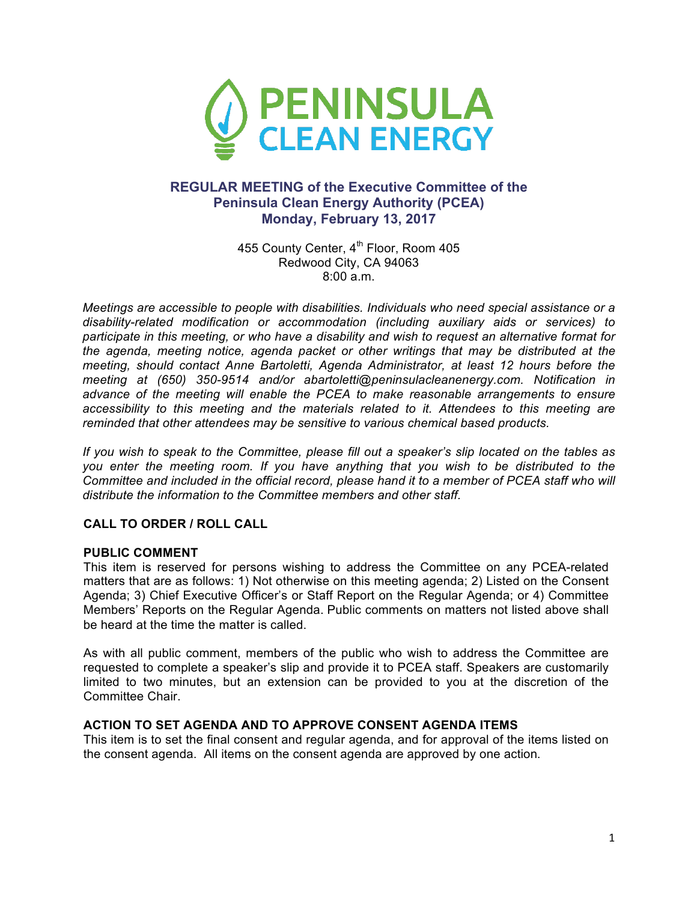PENINSULA CLEAN ENERGY

## REGULAR MEETING of the Executive Committee of the Peninsula Clean Energy Authority (PCEA)
## Monday, February 13, 2017

455 County Center, 4th Floor, Room 405
Redwood City, CA 94063
8:00 a.m.

*Meetings are accessible to people with disabilities. Individuals who need special assistance or a disability-related modification or accommodation (including auxiliary aids or services) to participate in this meeting, or who have a disability and wish to request an alternative format for the agenda, meeting notice, agenda packet or other writings that may be distributed at the meeting, should contact Anne Bartoletti, Agenda Administrator, at least 12 hours before the meeting at (650) 350-9514 and/or abartoletti@peninsulacleanenergy.com. Notification in advance of the meeting will enable the PCEA to make reasonable arrangements to ensure accessibility to this meeting and the materials related to it. Attendees to this meeting are reminded that other attendees may be sensitive to various chemical based products.*

*If you wish to speak to the Committee, please fill out a speaker's slip located on the tables as you enter the meeting room. If you have anything that you wish to be distributed to the Committee and included in the official record, please hand it to a member of PCEA staff who will distribute the information to the Committee members and other staff.*

**CALL TO ORDER / ROLL CALL**

**PUBLIC COMMENT**

This item is reserved for persons wishing to address the Committee on any PCEA-related matters that are as follows: 1) Not otherwise on this meeting agenda; 2) Listed on the Consent Agenda; 3) Chief Executive Officer's or Staff Report on the Regular Agenda; or 4) Committee Members' Reports on the Regular Agenda. Public comments on matters not listed above shall be heard at the time the matter is called.

As with all public comment, members of the public who wish to address the Committee are requested to complete a speaker's slip and provide it to PCEA staff. Speakers are customarily limited to two minutes, but an extension can be provided to you at the discretion of the Committee Chair.

**ACTION TO SET AGENDA AND TO APPROVE CONSENT AGENDA ITEMS**

This item is to set the final consent and regular agenda, and for approval of the items listed on the consent agenda. All items on the consent agenda are approved by one action.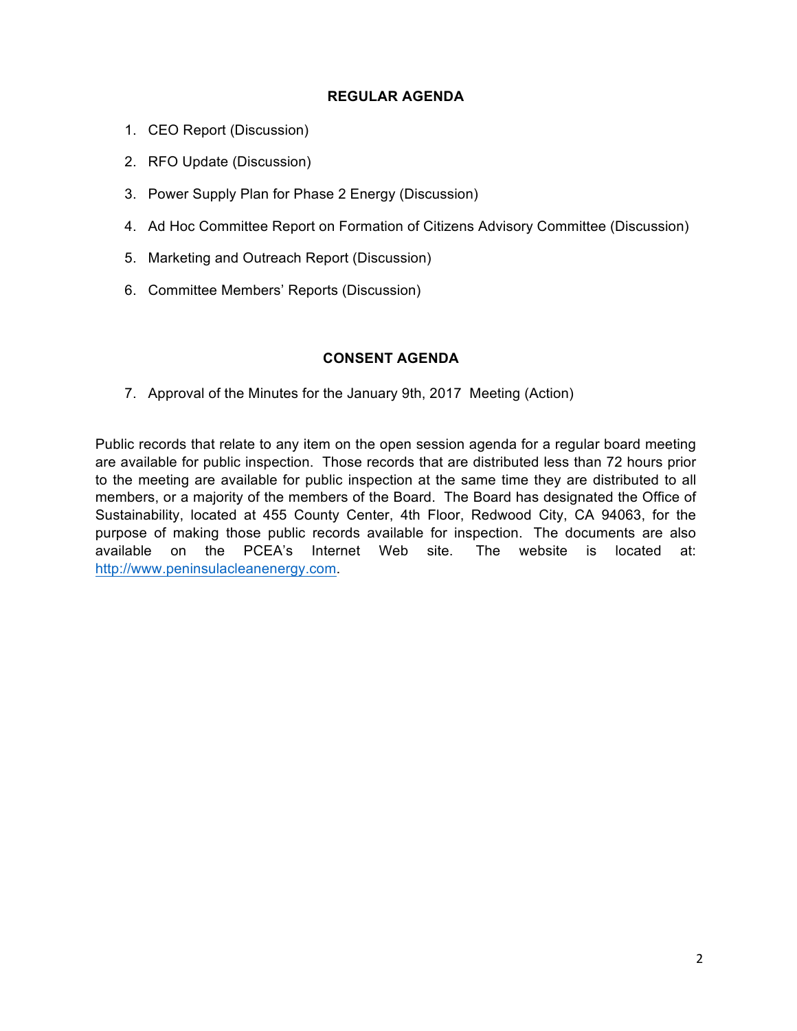## REGULAR AGENDA

1. CEO Report (Discussion)
2. RFO Update (Discussion)
3. Power Supply Plan for Phase 2 Energy (Discussion)
4. Ad Hoc Committee Report on Formation of Citizens Advisory Committee (Discussion)
5. Marketing and Outreach Report (Discussion)
6. Committee Members' Reports (Discussion)

## CONSENT AGENDA

7. Approval of the Minutes for the January 9th, 2017 Meeting (Action)

Public records that relate to any item on the open session agenda for a regular board meeting are available for public inspection. Those records that are distributed less than 72 hours prior to the meeting are available for public inspection at the same time they are distributed to all members, or a majority of the members of the Board. The Board has designated the Office of Sustainability, located at 455 County Center, 4th Floor, Redwood City, CA 94063, for the purpose of making those public records available for inspection. The documents are also available on the PCEA's Internet Web site. The website is located at: http://www.peninsulacleanenergy.com.